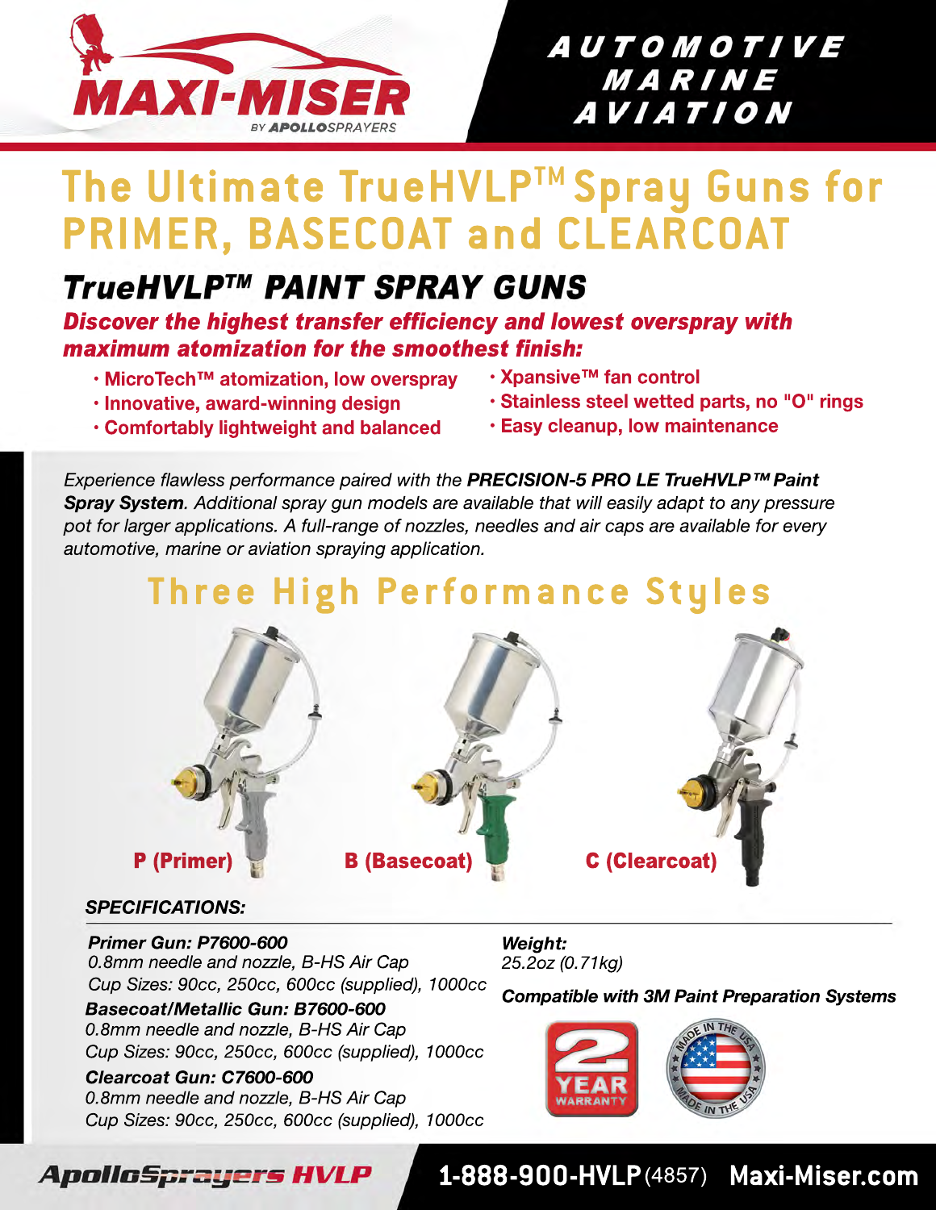MAXI-MISER BY APOLLOSPRAYERS

**AUTOMOTIVE MARINE AVIATION**

# The Ultimate TrueHVLP™ Spray Guns for PRIMER, BASECOAT and CLEARCOAT

## TrueHVLP™ PAINT SPRAY GUNS

**Discover the highest transfer efficiency and lowest overspray with maximum atomization for the smoothest finish:**

- MicroTech™ atomization, low overspray
- Innovative, award-winning design
- Comfortably lightweight and balanced
- Xpansive™ fan control
- Stainless steel wetted parts, no "O" rings
- Easy cleanup, low maintenance

*Experience flawless performance paired with the **PRECISION-5 PRO LE TrueHVLP™ Paint Spray System**. Additional spray gun models are available that will easily adapt to any pressure pot for larger applications. A full-range of nozzles, needles and air caps are available for every automotive, marine or aviation spraying application.*

## Three High Performance Styles

**P (Primer)** **B (Basecoat)** **C (Clearcoat)**

### SPECIFICATIONS:

***Primer Gun: P7600-600***
*0.8mm needle and nozzle, B-HS Air Cap*
*Cup Sizes: 90cc, 250cc, 600cc (supplied), 1000cc*

***Basecoat/Metallic Gun: B7600-600***
*0.8mm needle and nozzle, B-HS Air Cap*
*Cup Sizes: 90cc, 250cc, 600cc (supplied), 1000cc*

***Clearcoat Gun: C7600-600***
*0.8mm needle and nozzle, B-HS Air Cap*
*Cup Sizes: 90cc, 250cc, 600cc (supplied), 1000cc*

***Weight:***
*25.2oz (0.71kg)*

***Compatible with 3M Paint Preparation Systems***

2 YEAR WARRANTY

MADE IN THE USA

**ApolloSprayers HVLP** **1-888-900-HVLP** (4857) **Maxi-Miser.com**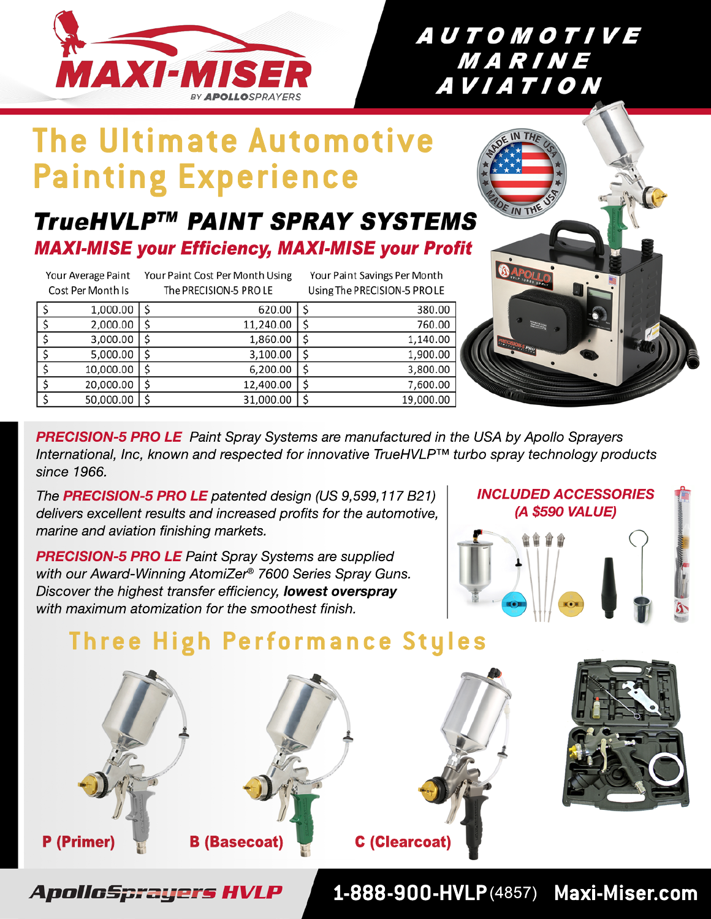# MAXI-MISER

BY APOLLOSPRAYERS

**AUTOMOTIVE**
**MARINE**
**AVIATION**

## The Ultimate Automotive Painting Experience

### TrueHVLP™ PAINT SPRAY SYSTEMS

***MAXI-MISE your Efficiency, MAXI-MISE your Profit***

| Your Average Paint Cost Per Month Is | Your Paint Cost Per Month Using The PRECISION-5 PRO LE | Your Paint Savings Per Month Using The PRECISION-5 PRO LE |
|---|---|---|
| $ 1,000.00 | $ 620.00 | $ 380.00 |
| $ 2,000.00 | $ 11,240.00 | $ 760.00 |
| $ 3,000.00 | $ 1,860.00 | $ 1,140.00 |
| $ 5,000.00 | $ 3,100.00 | $ 1,900.00 |
| $ 10,000.00 | $ 6,200.00 | $ 3,800.00 |
| $ 20,000.00 | $ 12,400.00 | $ 7,600.00 |
| $ 50,000.00 | $ 31,000.00 | $ 19,000.00 |

MADE IN THE USA

*__PRECISION-5 PRO LE__ Paint Spray Systems are manufactured in the USA by Apollo Sprayers International, Inc, known and respected for innovative TrueHVLP™ turbo spray technology products since 1966.*

*The __PRECISION-5 PRO LE__ patented design (US 9,599,117 B21) delivers excellent results and increased profits for the automotive, marine and aviation finishing markets.*

*__PRECISION-5 PRO LE__ Paint Spray Systems are supplied with our Award-Winning AtomiZer® 7600 Series Spray Guns. Discover the highest transfer efficiency, __lowest overspray__ with maximum atomization for the smoothest finish.*

***INCLUDED ACCESSORIES (A $590 VALUE)***

## Three High Performance Styles

**P (Primer)** **B (Basecoat)** **C (Clearcoat)**

ApolloSprayers HVLP 1-888-900-HVLP (4857) Maxi-Miser.com